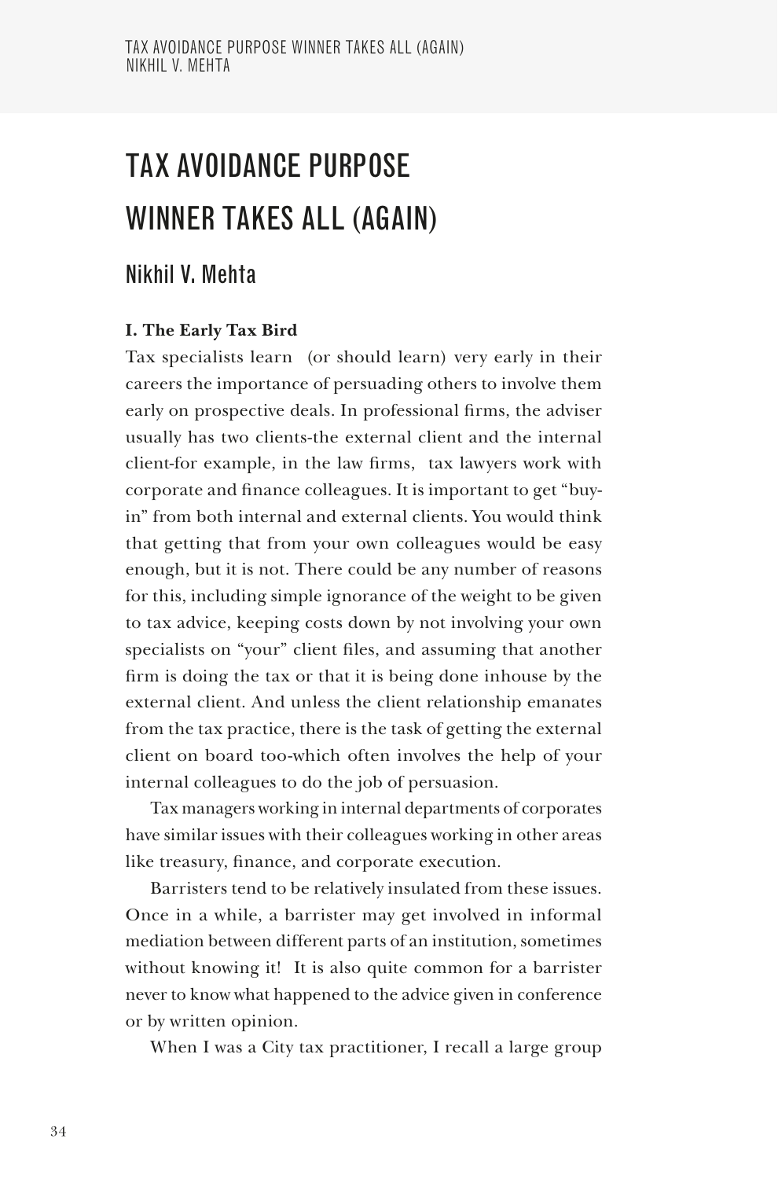# TAX AVOIDANCE PURPOSE WINNER TAKES ALL (AGAIN)

## Nikhil V. Mehta

### I. The Early Tax Bird

Tax specialists learn (or should learn) very early in their careers the importance of persuading others to involve them early on prospective deals. In professional firms, the adviser usually has two clients-the external client and the internal client-for example, in the law firms, tax lawyers work with corporate and finance colleagues. It is important to get "buy-in" from both internal and external clients. You would think that getting that from your own colleagues would be easy enough, but it is not. There could be any number of reasons for this, including simple ignorance of the weight to be given to tax advice, keeping costs down by not involving your own specialists on "your" client files, and assuming that another firm is doing the tax or that it is being done inhouse by the external client. And unless the client relationship emanates from the tax practice, there is the task of getting the external client on board too-which often involves the help of your internal colleagues to do the job of persuasion.

Tax managers working in internal departments of corporates have similar issues with their colleagues working in other areas like treasury, finance, and corporate execution.

Barristers tend to be relatively insulated from these issues. Once in a while, a barrister may get involved in informal mediation between different parts of an institution, sometimes without knowing it! It is also quite common for a barrister never to know what happened to the advice given in conference or by written opinion.

When I was a City tax practitioner, I recall a large group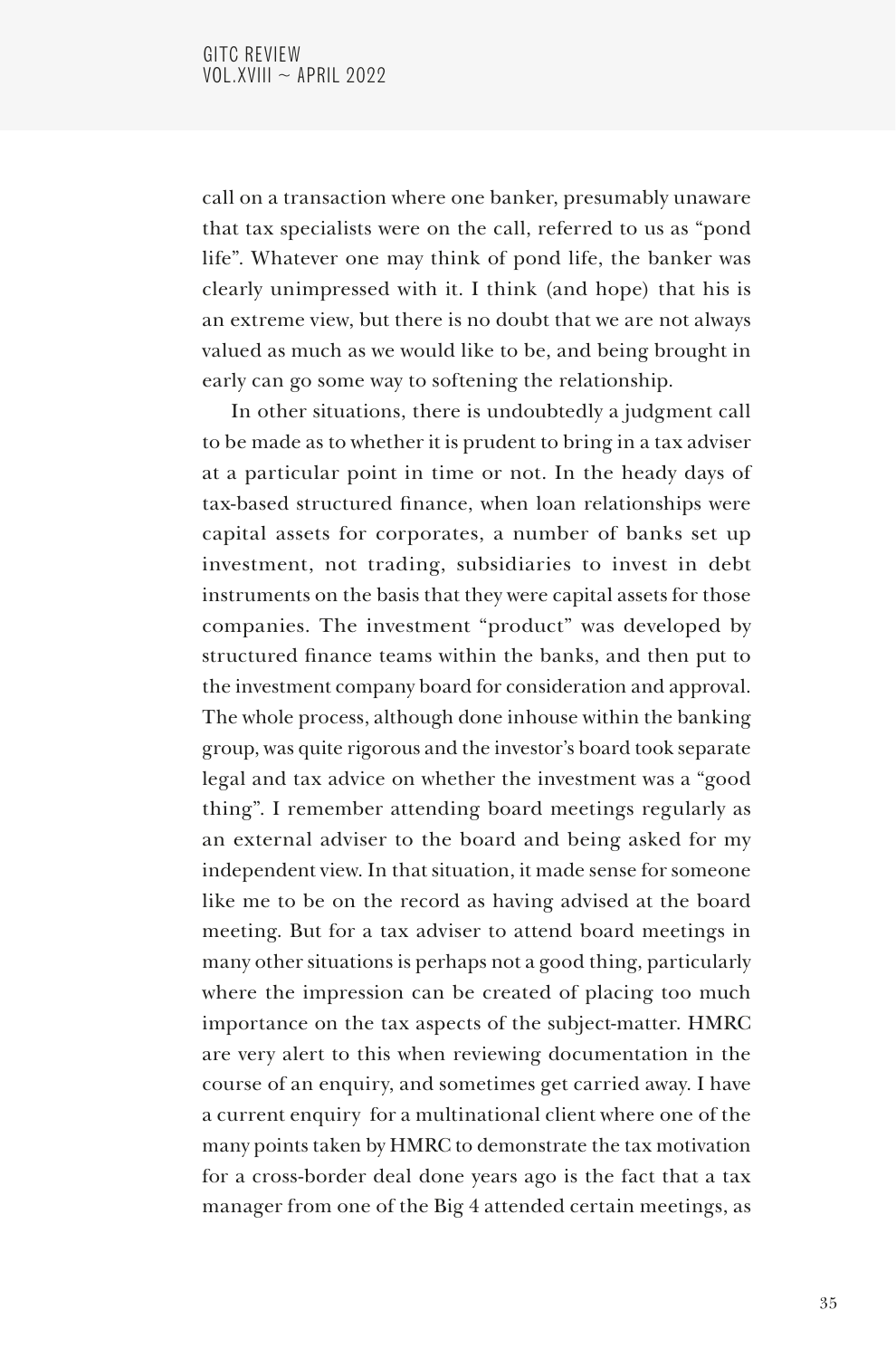call on a transaction where one banker, presumably unaware that tax specialists were on the call, referred to us as "pond life". Whatever one may think of pond life, the banker was clearly unimpressed with it. I think (and hope) that his is an extreme view, but there is no doubt that we are not always valued as much as we would like to be, and being brought in early can go some way to softening the relationship.

In other situations, there is undoubtedly a judgment call to be made as to whether it is prudent to bring in a tax adviser at a particular point in time or not. In the heady days of tax-based structured finance, when loan relationships were capital assets for corporates, a number of banks set up investment, not trading, subsidiaries to invest in debt instruments on the basis that they were capital assets for those companies. The investment "product" was developed by structured finance teams within the banks, and then put to the investment company board for consideration and approval. The whole process, although done inhouse within the banking group, was quite rigorous and the investor's board took separate legal and tax advice on whether the investment was a "good thing". I remember attending board meetings regularly as an external adviser to the board and being asked for my independent view. In that situation, it made sense for someone like me to be on the record as having advised at the board meeting. But for a tax adviser to attend board meetings in many other situations is perhaps not a good thing, particularly where the impression can be created of placing too much importance on the tax aspects of the subject-matter. HMRC are very alert to this when reviewing documentation in the course of an enquiry, and sometimes get carried away. I have a current enquiry for a multinational client where one of the many points taken by HMRC to demonstrate the tax motivation for a cross-border deal done years ago is the fact that a tax manager from one of the Big 4 attended certain meetings, as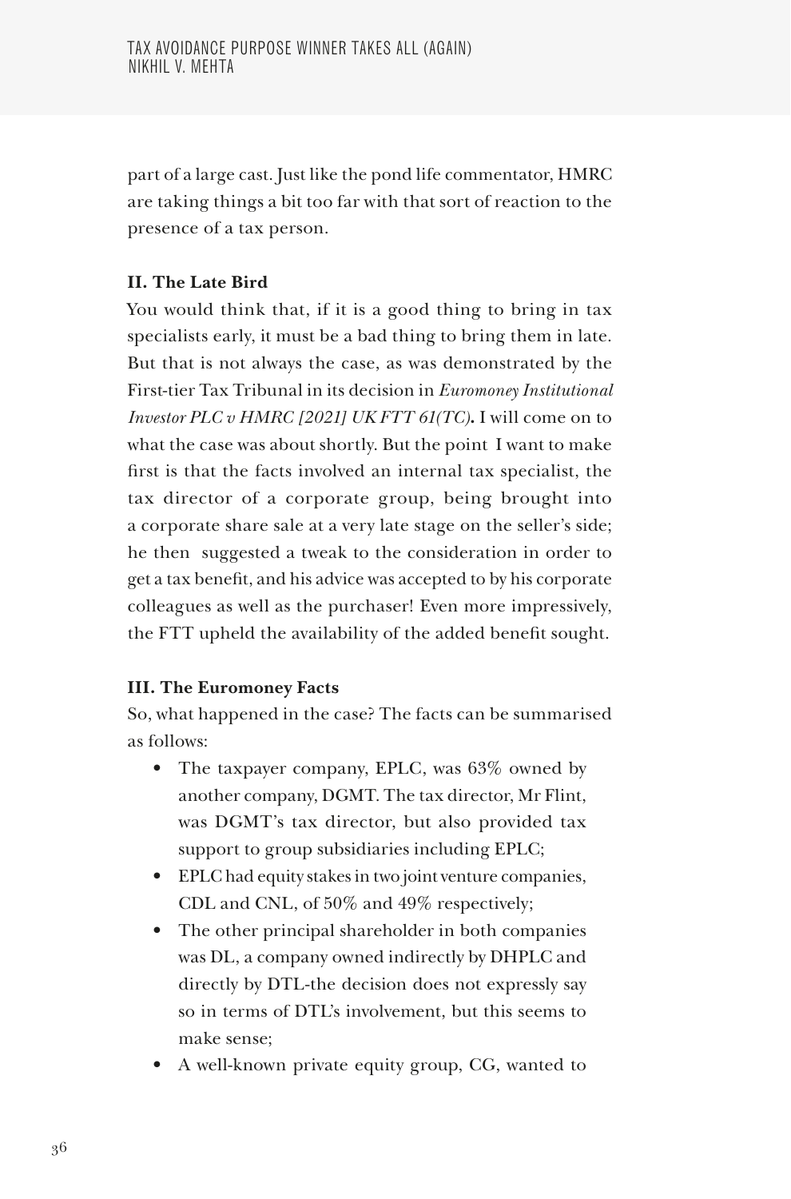part of a large cast. Just like the pond life commentator, HMRC are taking things a bit too far with that sort of reaction to the presence of a tax person.

## II. The Late Bird

You would think that, if it is a good thing to bring in tax specialists early, it must be a bad thing to bring them in late. But that is not always the case, as was demonstrated by the First-tier Tax Tribunal in its decision in *Euromoney Institutional Investor PLC v HMRC [2021] UK FTT 61(TC)***.** I will come on to what the case was about shortly. But the point I want to make first is that the facts involved an internal tax specialist, the tax director of a corporate group, being brought into a corporate share sale at a very late stage on the seller's side; he then suggested a tweak to the consideration in order to get a tax benefit, and his advice was accepted to by his corporate colleagues as well as the purchaser! Even more impressively, the FTT upheld the availability of the added benefit sought.

## III. The Euromoney Facts

So, what happened in the case? The facts can be summarised as follows:

- The taxpayer company, EPLC, was 63% owned by another company, DGMT. The tax director, Mr Flint, was DGMT's tax director, but also provided tax support to group subsidiaries including EPLC;
- EPLC had equity stakes in two joint venture companies, CDL and CNL, of 50% and 49% respectively;
- The other principal shareholder in both companies was DL, a company owned indirectly by DHPLC and directly by DTL-the decision does not expressly say so in terms of DTL's involvement, but this seems to make sense;
- A well-known private equity group, CG, wanted to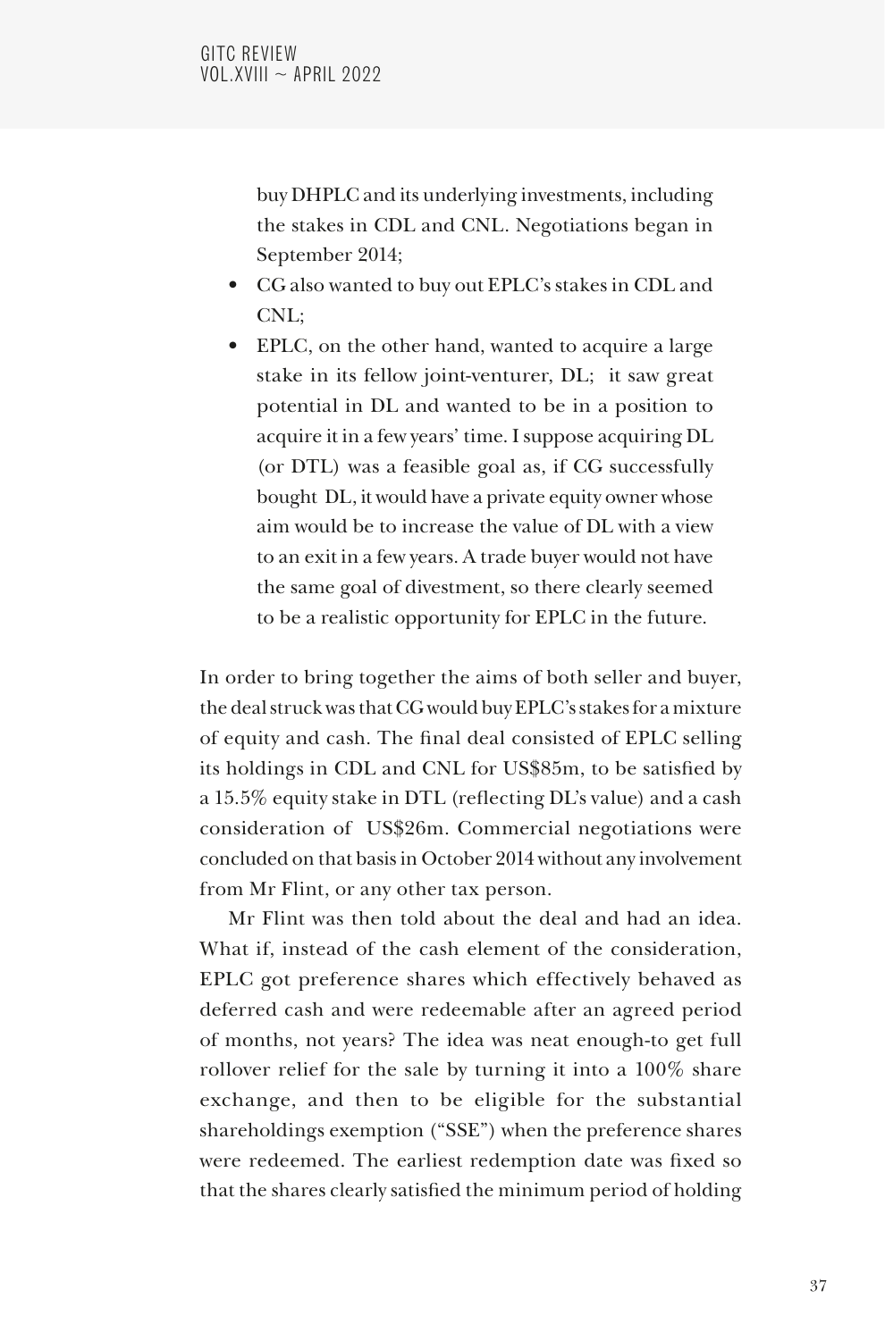buy DHPLC and its underlying investments, including the stakes in CDL and CNL. Negotiations began in September 2014;

- CG also wanted to buy out EPLC's stakes in CDL and CNL;
- EPLC, on the other hand, wanted to acquire a large stake in its fellow joint-venturer, DL; it saw great potential in DL and wanted to be in a position to acquire it in a few years' time. I suppose acquiring DL (or DTL) was a feasible goal as, if CG successfully bought DL, it would have a private equity owner whose aim would be to increase the value of DL with a view to an exit in a few years. A trade buyer would not have the same goal of divestment, so there clearly seemed to be a realistic opportunity for EPLC in the future.

In order to bring together the aims of both seller and buyer, the deal struck was that CG would buy EPLC's stakes for a mixture of equity and cash. The final deal consisted of EPLC selling its holdings in CDL and CNL for US$85m, to be satisfied by a 15.5% equity stake in DTL (reflecting DL's value) and a cash consideration of US$26m. Commercial negotiations were concluded on that basis in October 2014 without any involvement from Mr Flint, or any other tax person.

Mr Flint was then told about the deal and had an idea. What if, instead of the cash element of the consideration, EPLC got preference shares which effectively behaved as deferred cash and were redeemable after an agreed period of months, not years? The idea was neat enough-to get full rollover relief for the sale by turning it into a 100% share exchange, and then to be eligible for the substantial shareholdings exemption ("SSE") when the preference shares were redeemed. The earliest redemption date was fixed so that the shares clearly satisfied the minimum period of holding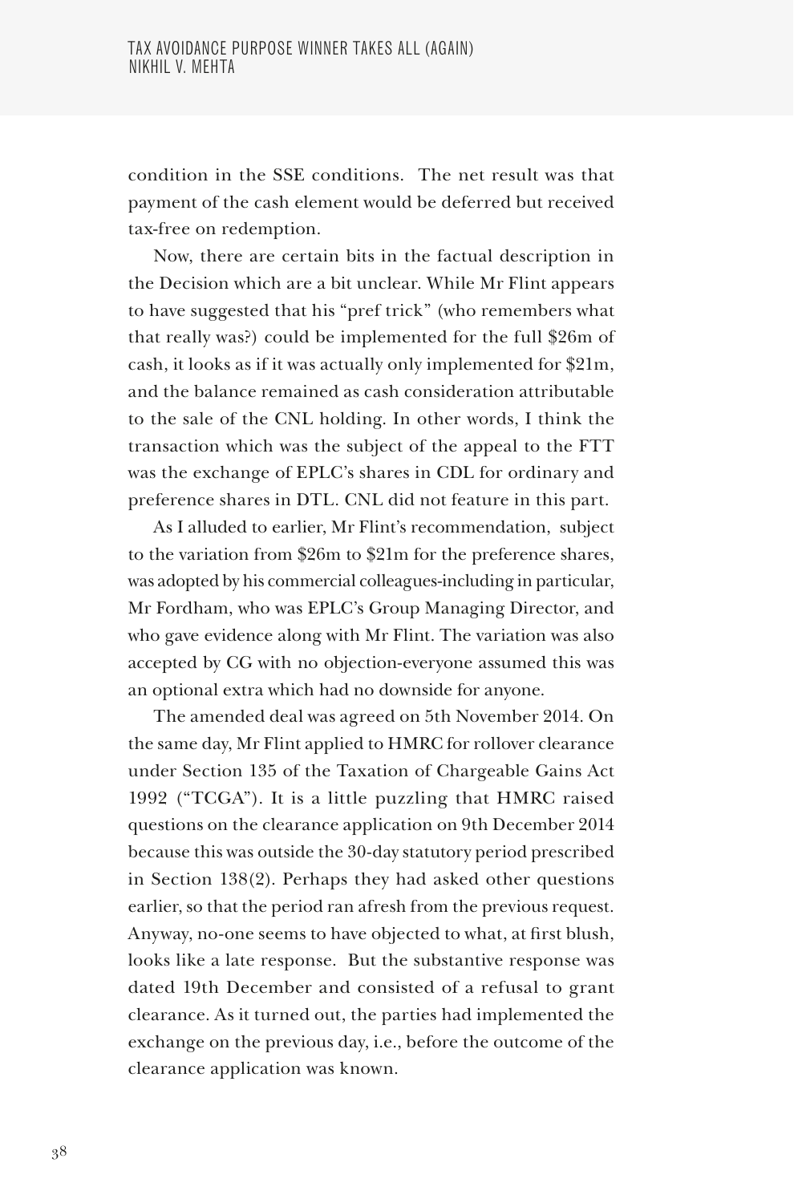condition in the SSE conditions. The net result was that payment of the cash element would be deferred but received tax-free on redemption.

Now, there are certain bits in the factual description in the Decision which are a bit unclear. While Mr Flint appears to have suggested that his "pref trick" (who remembers what that really was?) could be implemented for the full $26m of cash, it looks as if it was actually only implemented for $21m, and the balance remained as cash consideration attributable to the sale of the CNL holding. In other words, I think the transaction which was the subject of the appeal to the FTT was the exchange of EPLC's shares in CDL for ordinary and preference shares in DTL. CNL did not feature in this part.

As I alluded to earlier, Mr Flint's recommendation, subject to the variation from $26m to $21m for the preference shares, was adopted by his commercial colleagues-including in particular, Mr Fordham, who was EPLC's Group Managing Director, and who gave evidence along with Mr Flint. The variation was also accepted by CG with no objection-everyone assumed this was an optional extra which had no downside for anyone.

The amended deal was agreed on 5th November 2014. On the same day, Mr Flint applied to HMRC for rollover clearance under Section 135 of the Taxation of Chargeable Gains Act 1992 ("TCGA"). It is a little puzzling that HMRC raised questions on the clearance application on 9th December 2014 because this was outside the 30-day statutory period prescribed in Section 138(2). Perhaps they had asked other questions earlier, so that the period ran afresh from the previous request. Anyway, no-one seems to have objected to what, at first blush, looks like a late response. But the substantive response was dated 19th December and consisted of a refusal to grant clearance. As it turned out, the parties had implemented the exchange on the previous day, i.e., before the outcome of the clearance application was known.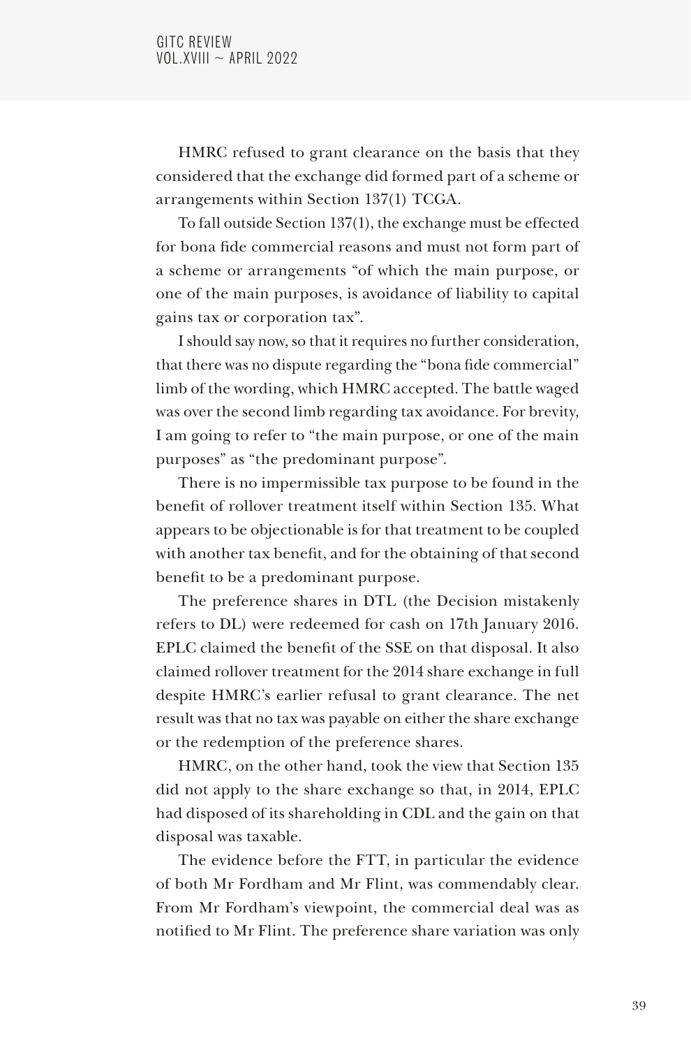HMRC refused to grant clearance on the basis that they considered that the exchange did formed part of a scheme or arrangements within Section 137(1) TCGA.

To fall outside Section 137(1), the exchange must be effected for bona fide commercial reasons and must not form part of a scheme or arrangements "of which the main purpose, or one of the main purposes, is avoidance of liability to capital gains tax or corporation tax".

I should say now, so that it requires no further consideration, that there was no dispute regarding the "bona fide commercial" limb of the wording, which HMRC accepted. The battle waged was over the second limb regarding tax avoidance. For brevity, I am going to refer to "the main purpose, or one of the main purposes" as "the predominant purpose".

There is no impermissible tax purpose to be found in the benefit of rollover treatment itself within Section 135. What appears to be objectionable is for that treatment to be coupled with another tax benefit, and for the obtaining of that second benefit to be a predominant purpose.

The preference shares in DTL (the Decision mistakenly refers to DL) were redeemed for cash on 17th January 2016. EPLC claimed the benefit of the SSE on that disposal. It also claimed rollover treatment for the 2014 share exchange in full despite HMRC's earlier refusal to grant clearance. The net result was that no tax was payable on either the share exchange or the redemption of the preference shares.

HMRC, on the other hand, took the view that Section 135 did not apply to the share exchange so that, in 2014, EPLC had disposed of its shareholding in CDL and the gain on that disposal was taxable.

The evidence before the FTT, in particular the evidence of both Mr Fordham and Mr Flint, was commendably clear. From Mr Fordham's viewpoint, the commercial deal was as notified to Mr Flint. The preference share variation was only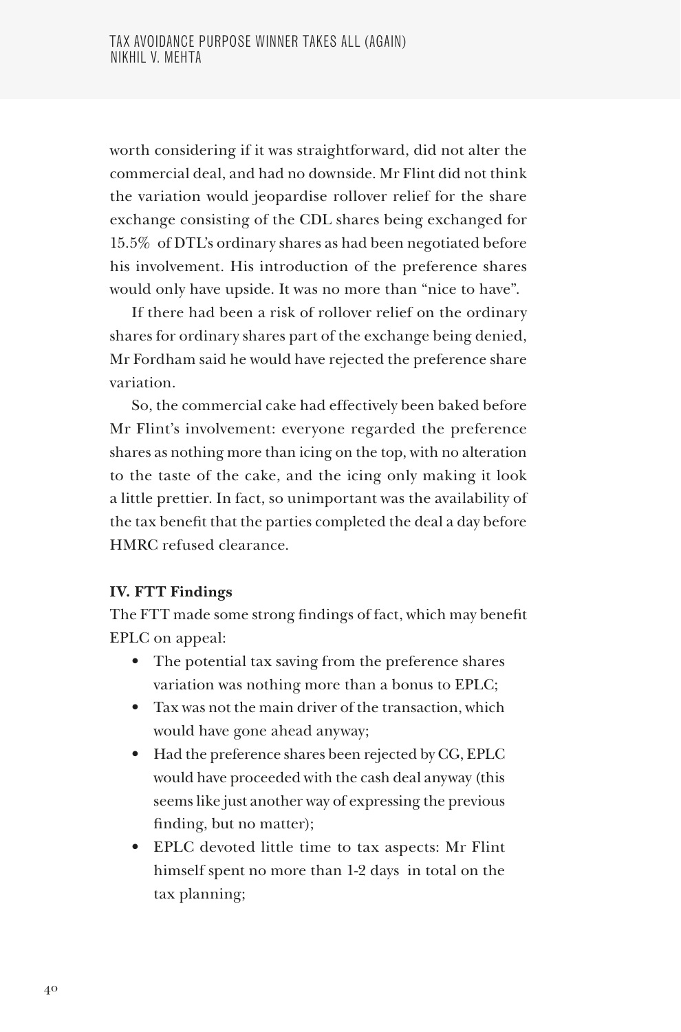worth considering if it was straightforward, did not alter the commercial deal, and had no downside. Mr Flint did not think the variation would jeopardise rollover relief for the share exchange consisting of the CDL shares being exchanged for 15.5% of DTL's ordinary shares as had been negotiated before his involvement. His introduction of the preference shares would only have upside. It was no more than "nice to have".

If there had been a risk of rollover relief on the ordinary shares for ordinary shares part of the exchange being denied, Mr Fordham said he would have rejected the preference share variation.

So, the commercial cake had effectively been baked before Mr Flint's involvement: everyone regarded the preference shares as nothing more than icing on the top, with no alteration to the taste of the cake, and the icing only making it look a little prettier. In fact, so unimportant was the availability of the tax benefit that the parties completed the deal a day before HMRC refused clearance.

### IV. FTT Findings

The FTT made some strong findings of fact, which may benefit EPLC on appeal:

- The potential tax saving from the preference shares variation was nothing more than a bonus to EPLC;
- Tax was not the main driver of the transaction, which would have gone ahead anyway;
- Had the preference shares been rejected by CG, EPLC would have proceeded with the cash deal anyway (this seems like just another way of expressing the previous finding, but no matter);
- EPLC devoted little time to tax aspects: Mr Flint himself spent no more than 1-2 days in total on the tax planning;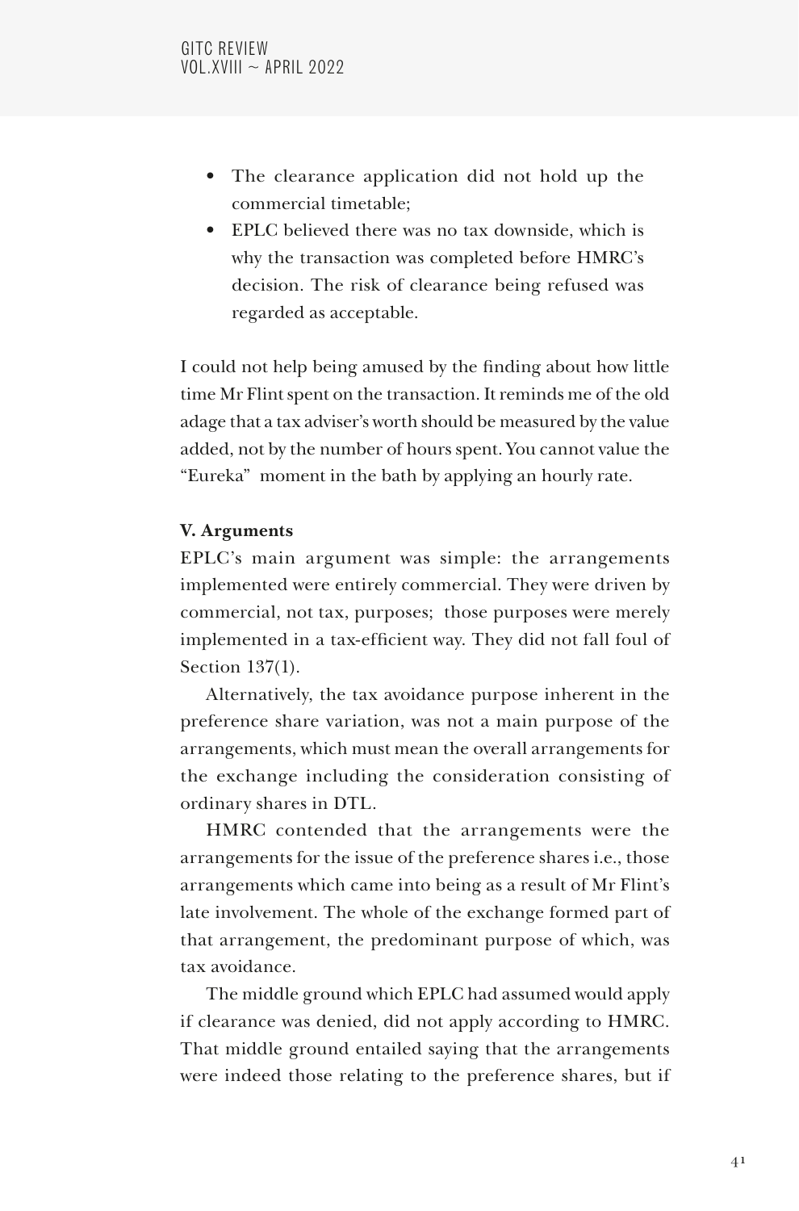- The clearance application did not hold up the commercial timetable;
- EPLC believed there was no tax downside, which is why the transaction was completed before HMRC's decision. The risk of clearance being refused was regarded as acceptable.

I could not help being amused by the finding about how little time Mr Flint spent on the transaction. It reminds me of the old adage that a tax adviser's worth should be measured by the value added, not by the number of hours spent. You cannot value the "Eureka" moment in the bath by applying an hourly rate.

**V. Arguments**

EPLC's main argument was simple: the arrangements implemented were entirely commercial. They were driven by commercial, not tax, purposes; those purposes were merely implemented in a tax-efficient way. They did not fall foul of Section 137(1).

Alternatively, the tax avoidance purpose inherent in the preference share variation, was not a main purpose of the arrangements, which must mean the overall arrangements for the exchange including the consideration consisting of ordinary shares in DTL.

HMRC contended that the arrangements were the arrangements for the issue of the preference shares i.e., those arrangements which came into being as a result of Mr Flint's late involvement. The whole of the exchange formed part of that arrangement, the predominant purpose of which, was tax avoidance.

The middle ground which EPLC had assumed would apply if clearance was denied, did not apply according to HMRC. That middle ground entailed saying that the arrangements were indeed those relating to the preference shares, but if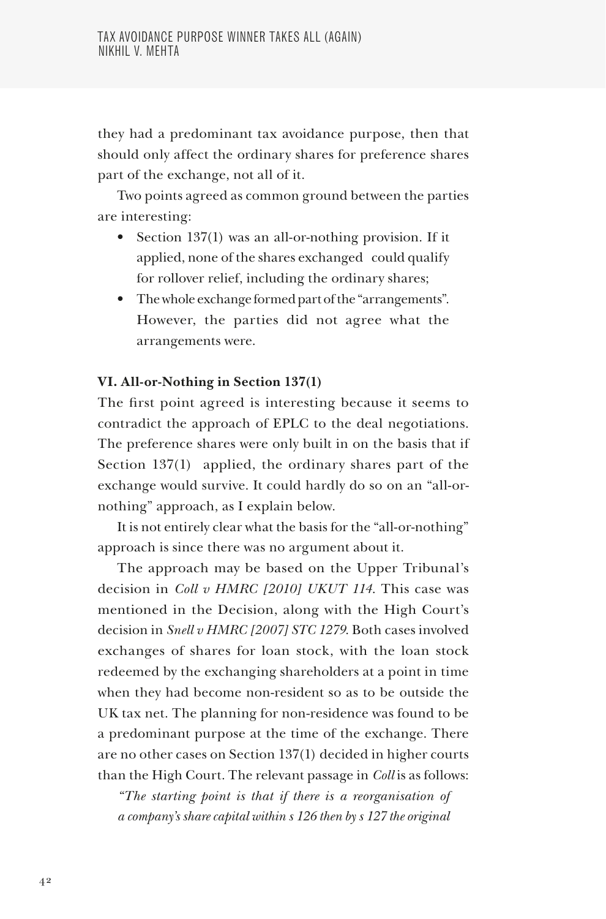they had a predominant tax avoidance purpose, then that should only affect the ordinary shares for preference shares part of the exchange, not all of it.

Two points agreed as common ground between the parties are interesting:

- Section 137(1) was an all-or-nothing provision. If it applied, none of the shares exchanged could qualify for rollover relief, including the ordinary shares;
- The whole exchange formed part of the "arrangements". However, the parties did not agree what the arrangements were.

**VI. All-or-Nothing in Section 137(1)**

The first point agreed is interesting because it seems to contradict the approach of EPLC to the deal negotiations. The preference shares were only built in on the basis that if Section 137(1) applied, the ordinary shares part of the exchange would survive. It could hardly do so on an "all-or-nothing" approach, as I explain below.

It is not entirely clear what the basis for the "all-or-nothing" approach is since there was no argument about it.

The approach may be based on the Upper Tribunal's decision in *Coll v HMRC [2010] UKUT 114*. This case was mentioned in the Decision, along with the High Court's decision in *Snell v HMRC [2007] STC 1279*. Both cases involved exchanges of shares for loan stock, with the loan stock redeemed by the exchanging shareholders at a point in time when they had become non-resident so as to be outside the UK tax net. The planning for non-residence was found to be a predominant purpose at the time of the exchange. There are no other cases on Section 137(1) decided in higher courts than the High Court. The relevant passage in *Coll* is as follows:

*"The starting point is that if there is a reorganisation of a company's share capital within s 126 then by s 127 the original*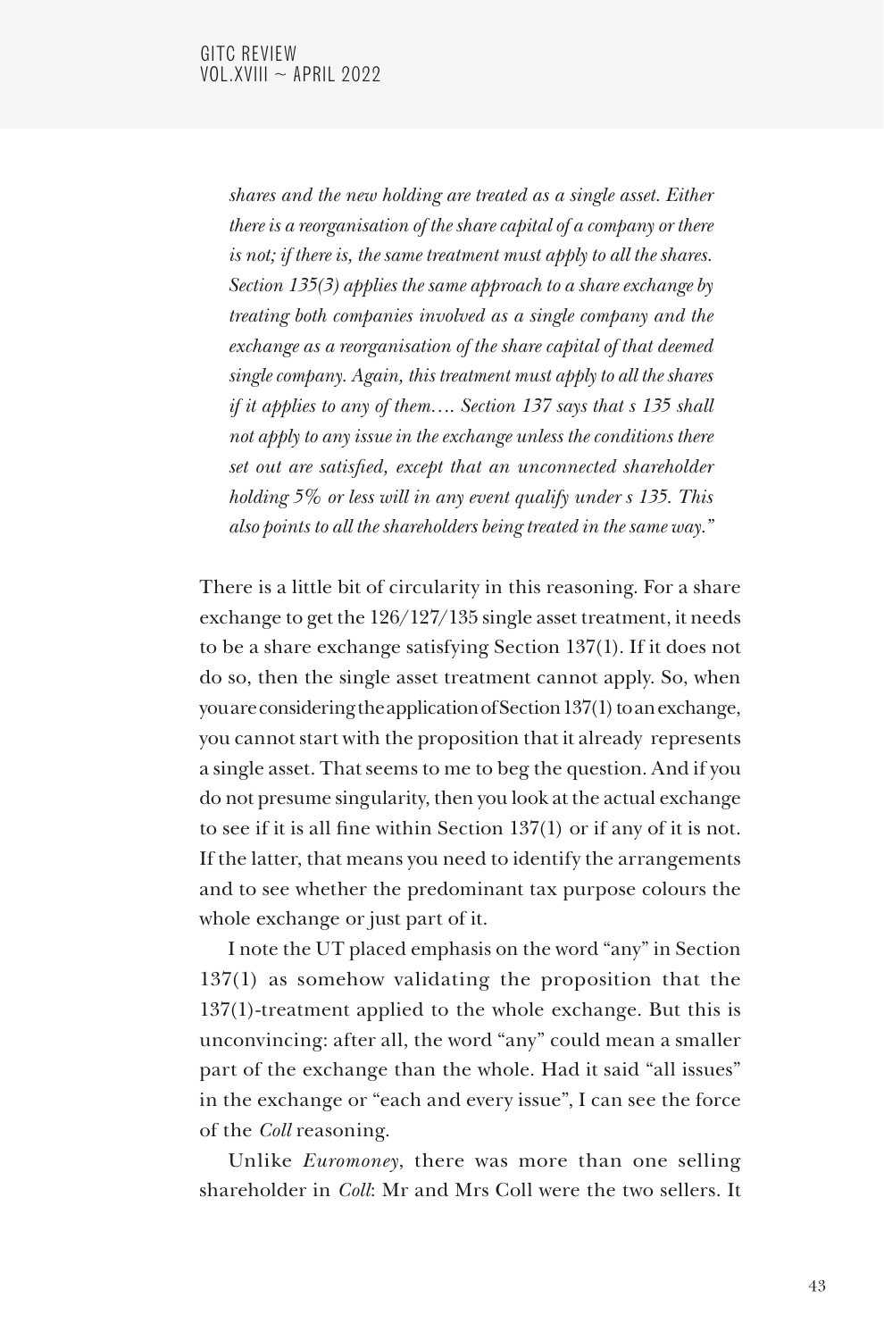*shares and the new holding are treated as a single asset. Either there is a reorganisation of the share capital of a company or there is not; if there is, the same treatment must apply to all the shares. Section 135(3) applies the same approach to a share exchange by treating both companies involved as a single company and the exchange as a reorganisation of the share capital of that deemed single company. Again, this treatment must apply to all the shares if it applies to any of them…. Section 137 says that s 135 shall not apply to any issue in the exchange unless the conditions there set out are satisfied, except that an unconnected shareholder holding 5% or less will in any event qualify under s 135. This also points to all the shareholders being treated in the same way."*

There is a little bit of circularity in this reasoning. For a share exchange to get the 126/127/135 single asset treatment, it needs to be a share exchange satisfying Section 137(1). If it does not do so, then the single asset treatment cannot apply. So, when you are considering the application of Section 137(1) to an exchange, you cannot start with the proposition that it already represents a single asset. That seems to me to beg the question. And if you do not presume singularity, then you look at the actual exchange to see if it is all fine within Section 137(1) or if any of it is not. If the latter, that means you need to identify the arrangements and to see whether the predominant tax purpose colours the whole exchange or just part of it.

I note the UT placed emphasis on the word "any" in Section 137(1) as somehow validating the proposition that the 137(1)-treatment applied to the whole exchange. But this is unconvincing: after all, the word "any" could mean a smaller part of the exchange than the whole. Had it said "all issues" in the exchange or "each and every issue", I can see the force of the *Coll* reasoning.

Unlike *Euromoney*, there was more than one selling shareholder in *Coll*: Mr and Mrs Coll were the two sellers. It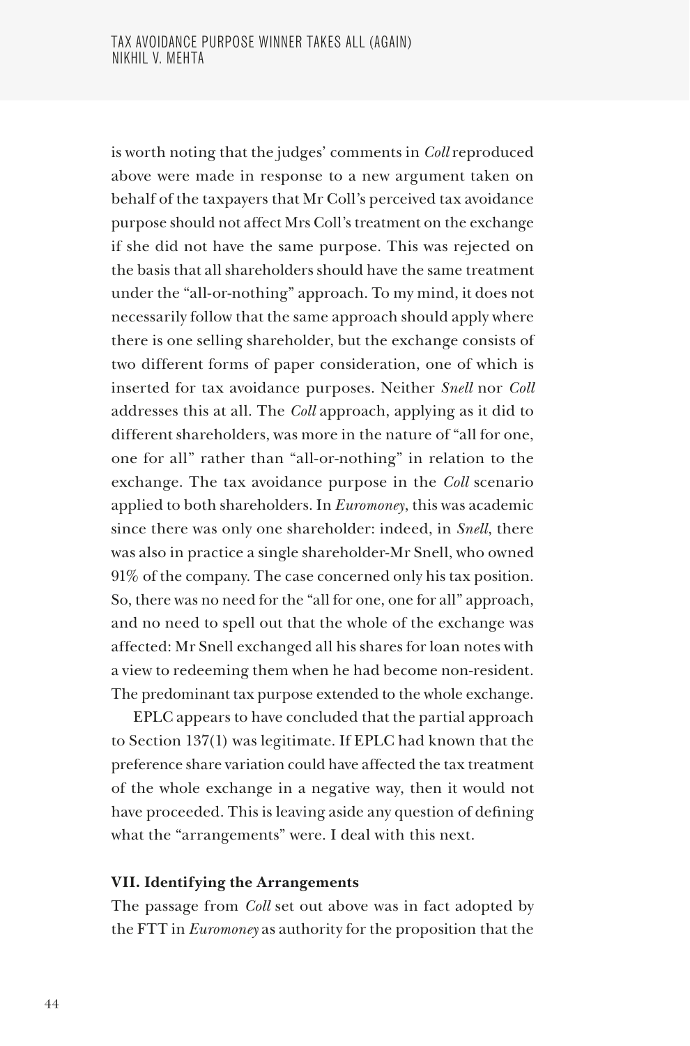is worth noting that the judges' comments in *Coll* reproduced above were made in response to a new argument taken on behalf of the taxpayers that Mr Coll's perceived tax avoidance purpose should not affect Mrs Coll's treatment on the exchange if she did not have the same purpose. This was rejected on the basis that all shareholders should have the same treatment under the "all-or-nothing" approach. To my mind, it does not necessarily follow that the same approach should apply where there is one selling shareholder, but the exchange consists of two different forms of paper consideration, one of which is inserted for tax avoidance purposes. Neither *Snell* nor *Coll* addresses this at all. The *Coll* approach, applying as it did to different shareholders, was more in the nature of "all for one, one for all" rather than "all-or-nothing" in relation to the exchange. The tax avoidance purpose in the *Coll* scenario applied to both shareholders. In *Euromoney*, this was academic since there was only one shareholder: indeed, in *Snell*, there was also in practice a single shareholder-Mr Snell, who owned 91% of the company. The case concerned only his tax position. So, there was no need for the "all for one, one for all" approach, and no need to spell out that the whole of the exchange was affected: Mr Snell exchanged all his shares for loan notes with a view to redeeming them when he had become non-resident. The predominant tax purpose extended to the whole exchange.

EPLC appears to have concluded that the partial approach to Section 137(1) was legitimate. If EPLC had known that the preference share variation could have affected the tax treatment of the whole exchange in a negative way, then it would not have proceeded. This is leaving aside any question of defining what the "arrangements" were. I deal with this next.

## VII. Identifying the Arrangements

The passage from *Coll* set out above was in fact adopted by the FTT in *Euromoney* as authority for the proposition that the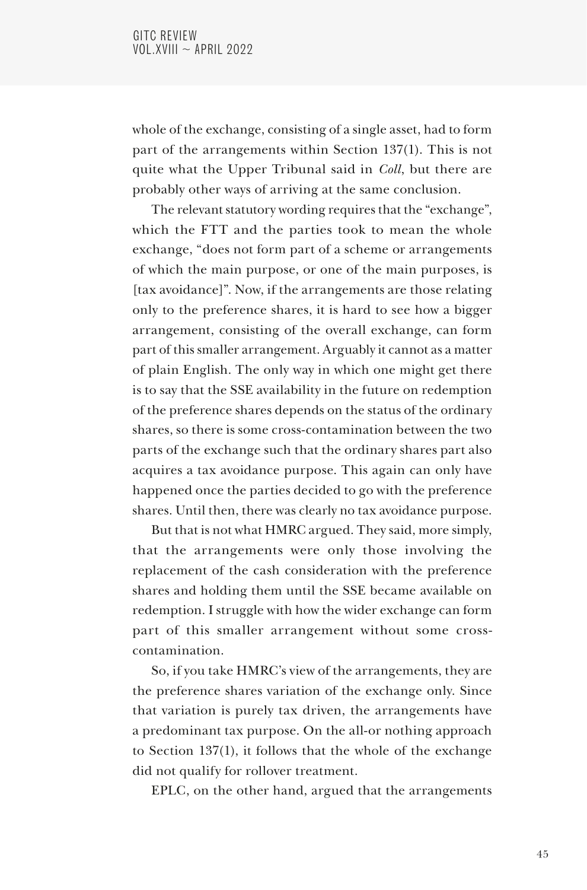whole of the exchange, consisting of a single asset, had to form part of the arrangements within Section 137(1). This is not quite what the Upper Tribunal said in *Coll*, but there are probably other ways of arriving at the same conclusion.

The relevant statutory wording requires that the "exchange", which the FTT and the parties took to mean the whole exchange, "does not form part of a scheme or arrangements of which the main purpose, or one of the main purposes, is [tax avoidance]". Now, if the arrangements are those relating only to the preference shares, it is hard to see how a bigger arrangement, consisting of the overall exchange, can form part of this smaller arrangement. Arguably it cannot as a matter of plain English. The only way in which one might get there is to say that the SSE availability in the future on redemption of the preference shares depends on the status of the ordinary shares, so there is some cross-contamination between the two parts of the exchange such that the ordinary shares part also acquires a tax avoidance purpose. This again can only have happened once the parties decided to go with the preference shares. Until then, there was clearly no tax avoidance purpose.

But that is not what HMRC argued. They said, more simply, that the arrangements were only those involving the replacement of the cash consideration with the preference shares and holding them until the SSE became available on redemption. I struggle with how the wider exchange can form part of this smaller arrangement without some cross-contamination.

So, if you take HMRC's view of the arrangements, they are the preference shares variation of the exchange only. Since that variation is purely tax driven, the arrangements have a predominant tax purpose. On the all-or nothing approach to Section 137(1), it follows that the whole of the exchange did not qualify for rollover treatment.

EPLC, on the other hand, argued that the arrangements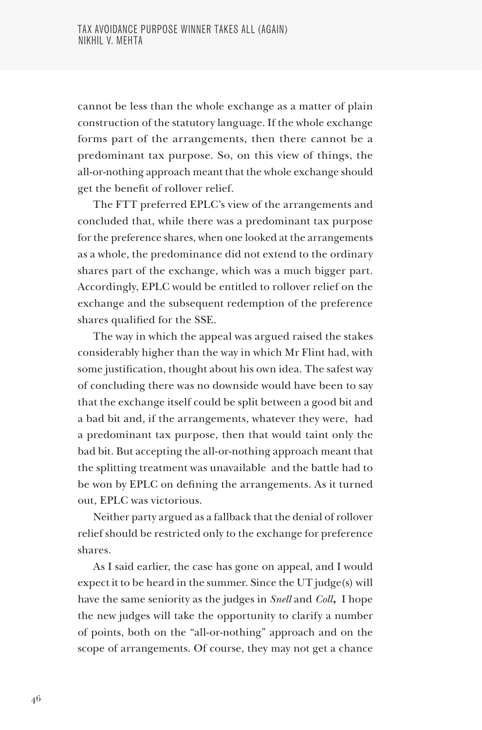cannot be less than the whole exchange as a matter of plain construction of the statutory language. If the whole exchange forms part of the arrangements, then there cannot be a predominant tax purpose. So, on this view of things, the all-or-nothing approach meant that the whole exchange should get the benefit of rollover relief.

The FTT preferred EPLC's view of the arrangements and concluded that, while there was a predominant tax purpose for the preference shares, when one looked at the arrangements as a whole, the predominance did not extend to the ordinary shares part of the exchange, which was a much bigger part. Accordingly, EPLC would be entitled to rollover relief on the exchange and the subsequent redemption of the preference shares qualified for the SSE.

The way in which the appeal was argued raised the stakes considerably higher than the way in which Mr Flint had, with some justification, thought about his own idea. The safest way of concluding there was no downside would have been to say that the exchange itself could be split between a good bit and a bad bit and, if the arrangements, whatever they were, had a predominant tax purpose, then that would taint only the bad bit. But accepting the all-or-nothing approach meant that the splitting treatment was unavailable and the battle had to be won by EPLC on defining the arrangements. As it turned out, EPLC was victorious.

Neither party argued as a fallback that the denial of rollover relief should be restricted only to the exchange for preference shares.

As I said earlier, the case has gone on appeal, and I would expect it to be heard in the summer. Since the UT judge(s) will have the same seniority as the judges in *Snell* and *Coll*, I hope the new judges will take the opportunity to clarify a number of points, both on the "all-or-nothing" approach and on the scope of arrangements. Of course, they may not get a chance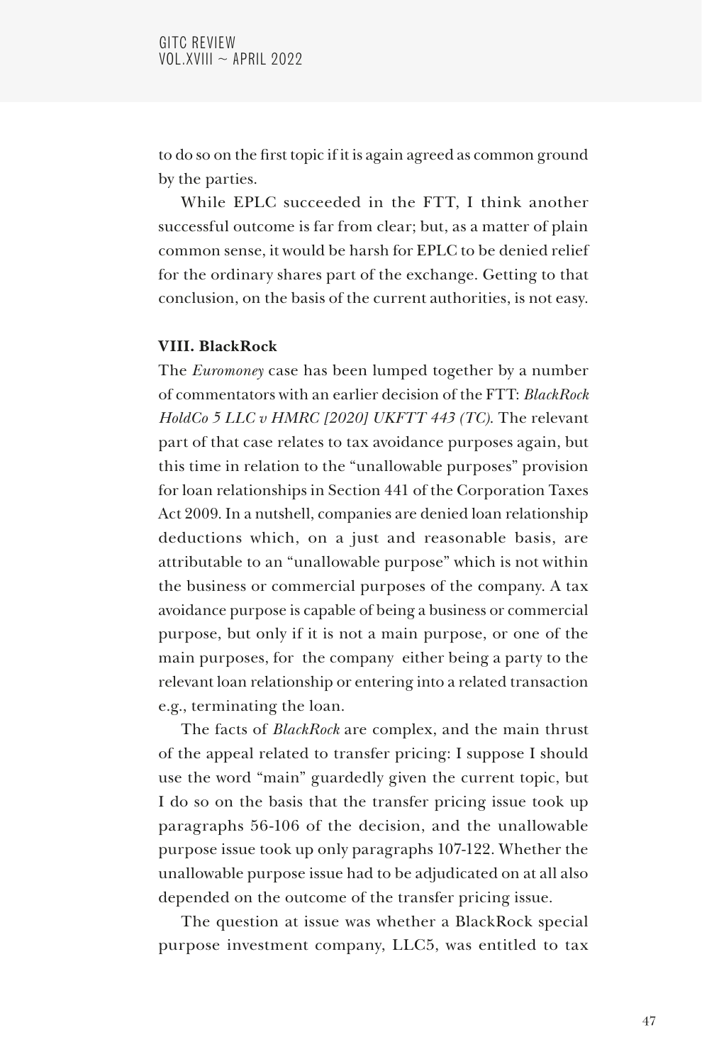to do so on the first topic if it is again agreed as common ground by the parties.

While EPLC succeeded in the FTT, I think another successful outcome is far from clear; but, as a matter of plain common sense, it would be harsh for EPLC to be denied relief for the ordinary shares part of the exchange. Getting to that conclusion, on the basis of the current authorities, is not easy.

**VIII. BlackRock**

The *Euromoney* case has been lumped together by a number of commentators with an earlier decision of the FTT: *BlackRock HoldCo 5 LLC v HMRC [2020] UKFTT 443 (TC).* The relevant part of that case relates to tax avoidance purposes again, but this time in relation to the "unallowable purposes" provision for loan relationships in Section 441 of the Corporation Taxes Act 2009. In a nutshell, companies are denied loan relationship deductions which, on a just and reasonable basis, are attributable to an "unallowable purpose" which is not within the business or commercial purposes of the company. A tax avoidance purpose is capable of being a business or commercial purpose, but only if it is not a main purpose, or one of the main purposes, for the company either being a party to the relevant loan relationship or entering into a related transaction e.g., terminating the loan.

The facts of *BlackRock* are complex, and the main thrust of the appeal related to transfer pricing: I suppose I should use the word "main" guardedly given the current topic, but I do so on the basis that the transfer pricing issue took up paragraphs 56-106 of the decision, and the unallowable purpose issue took up only paragraphs 107-122. Whether the unallowable purpose issue had to be adjudicated on at all also depended on the outcome of the transfer pricing issue.

The question at issue was whether a BlackRock special purpose investment company, LLC5, was entitled to tax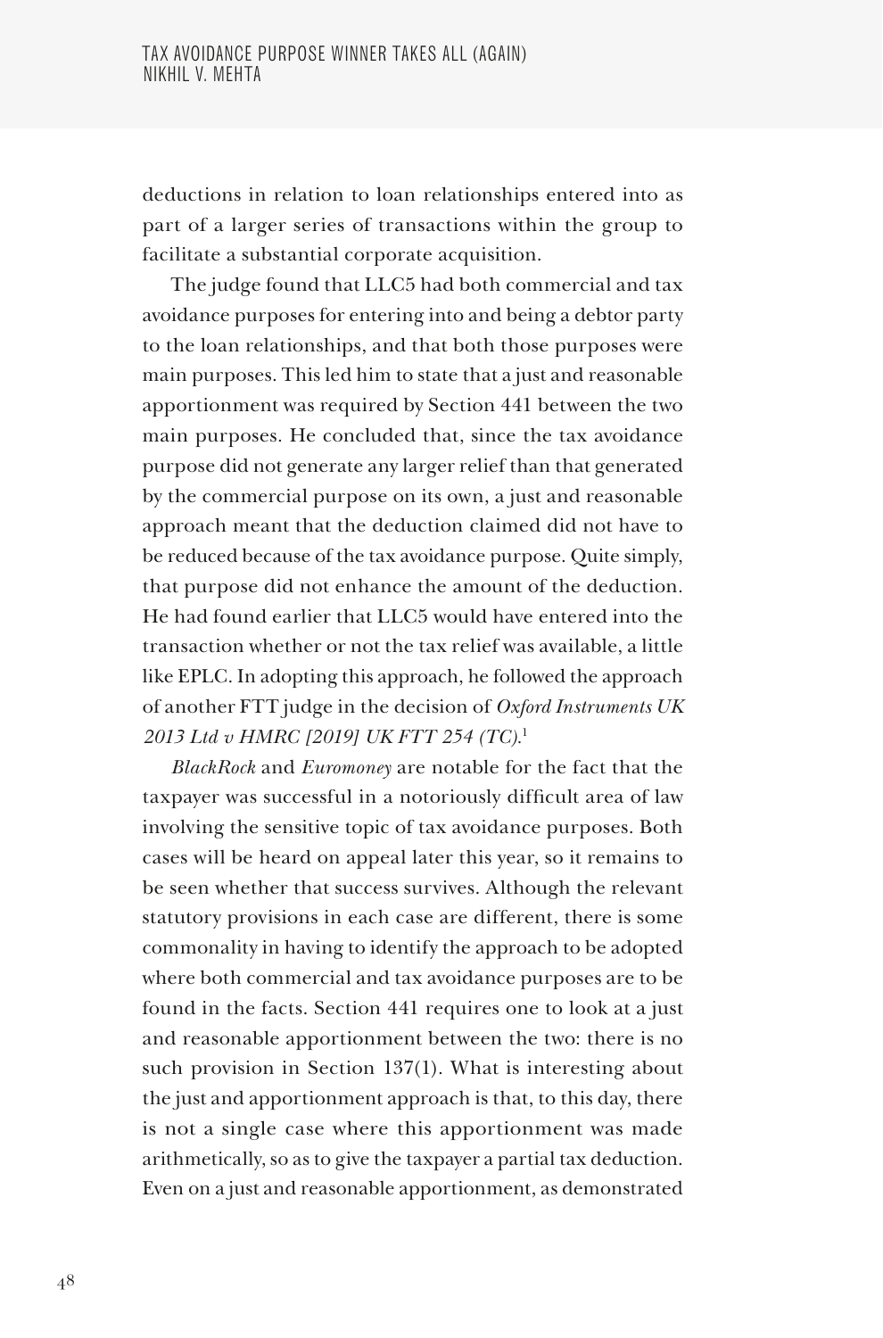deductions in relation to loan relationships entered into as part of a larger series of transactions within the group to facilitate a substantial corporate acquisition.

The judge found that LLC5 had both commercial and tax avoidance purposes for entering into and being a debtor party to the loan relationships, and that both those purposes were main purposes. This led him to state that a just and reasonable apportionment was required by Section 441 between the two main purposes. He concluded that, since the tax avoidance purpose did not generate any larger relief than that generated by the commercial purpose on its own, a just and reasonable approach meant that the deduction claimed did not have to be reduced because of the tax avoidance purpose. Quite simply, that purpose did not enhance the amount of the deduction. He had found earlier that LLC5 would have entered into the transaction whether or not the tax relief was available, a little like EPLC. In adopting this approach, he followed the approach of another FTT judge in the decision of *Oxford Instruments UK 2013 Ltd v HMRC [2019] UK FTT 254 (TC)*.[1]

*BlackRock* and *Euromoney* are notable for the fact that the taxpayer was successful in a notoriously difficult area of law involving the sensitive topic of tax avoidance purposes. Both cases will be heard on appeal later this year, so it remains to be seen whether that success survives. Although the relevant statutory provisions in each case are different, there is some commonality in having to identify the approach to be adopted where both commercial and tax avoidance purposes are to be found in the facts. Section 441 requires one to look at a just and reasonable apportionment between the two: there is no such provision in Section 137(1). What is interesting about the just and apportionment approach is that, to this day, there is not a single case where this apportionment was made arithmetically, so as to give the taxpayer a partial tax deduction. Even on a just and reasonable apportionment, as demonstrated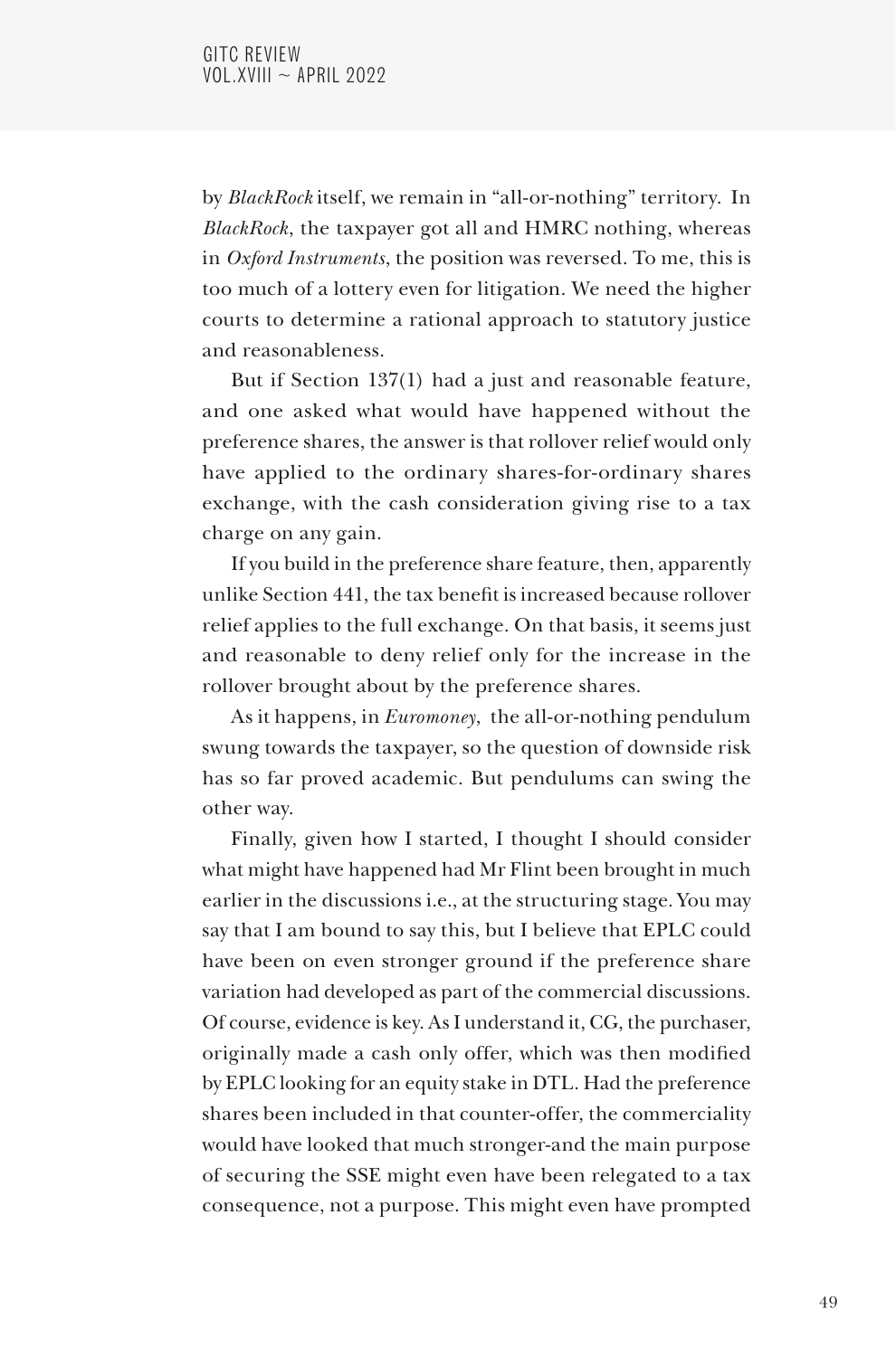by *BlackRock* itself, we remain in "all-or-nothing" territory. In *BlackRock*, the taxpayer got all and HMRC nothing, whereas in *Oxford Instruments*, the position was reversed. To me, this is too much of a lottery even for litigation. We need the higher courts to determine a rational approach to statutory justice and reasonableness.

But if Section 137(1) had a just and reasonable feature, and one asked what would have happened without the preference shares, the answer is that rollover relief would only have applied to the ordinary shares-for-ordinary shares exchange, with the cash consideration giving rise to a tax charge on any gain.

If you build in the preference share feature, then, apparently unlike Section 441, the tax benefit is increased because rollover relief applies to the full exchange. On that basis, it seems just and reasonable to deny relief only for the increase in the rollover brought about by the preference shares.

As it happens, in *Euromoney*, the all-or-nothing pendulum swung towards the taxpayer, so the question of downside risk has so far proved academic. But pendulums can swing the other way.

Finally, given how I started, I thought I should consider what might have happened had Mr Flint been brought in much earlier in the discussions i.e., at the structuring stage. You may say that I am bound to say this, but I believe that EPLC could have been on even stronger ground if the preference share variation had developed as part of the commercial discussions. Of course, evidence is key. As I understand it, CG, the purchaser, originally made a cash only offer, which was then modified by EPLC looking for an equity stake in DTL. Had the preference shares been included in that counter-offer, the commerciality would have looked that much stronger-and the main purpose of securing the SSE might even have been relegated to a tax consequence, not a purpose. This might even have prompted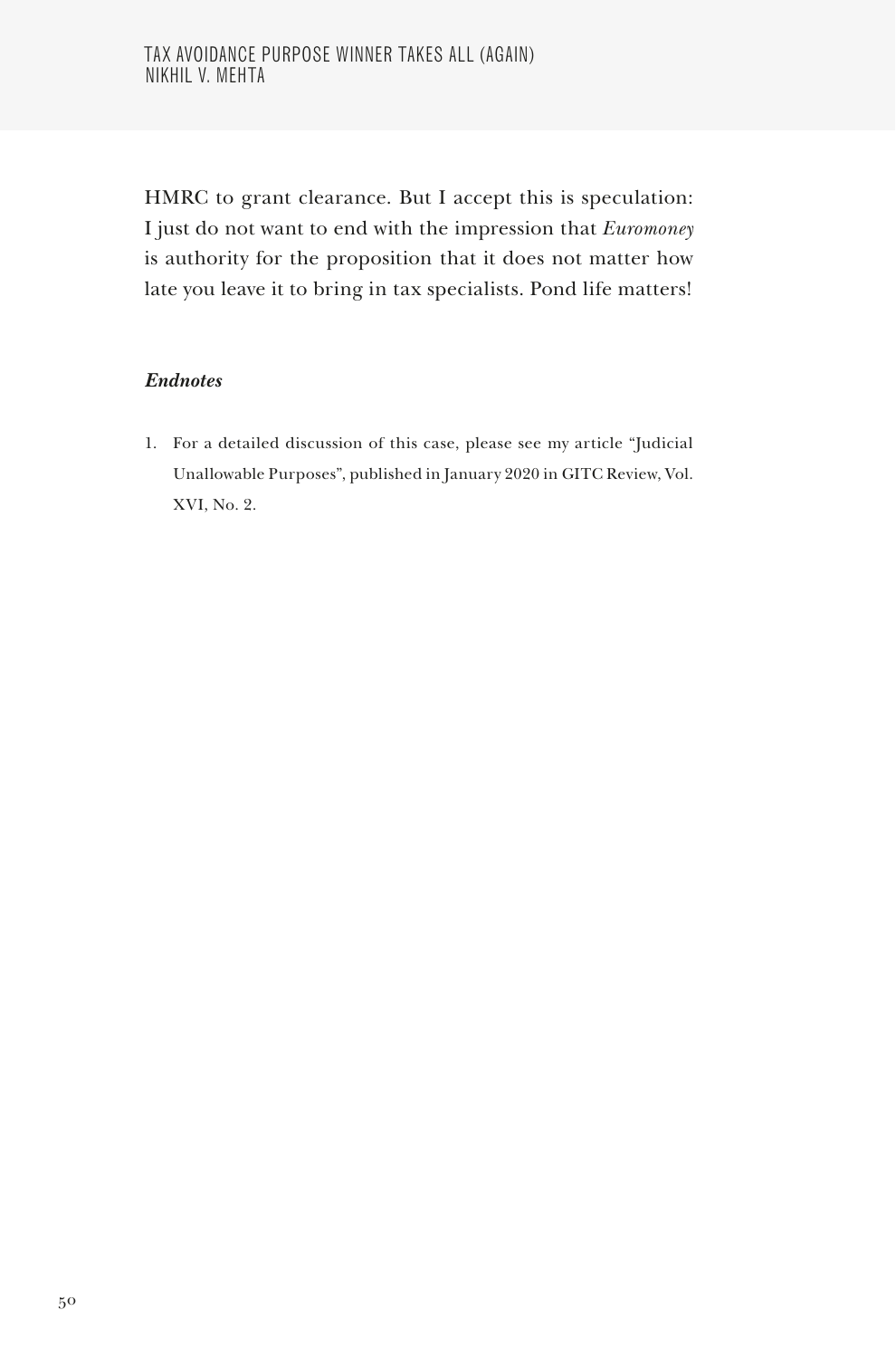HMRC to grant clearance. But I accept this is speculation: I just do not want to end with the impression that *Euromoney* is authority for the proposition that it does not matter how late you leave it to bring in tax specialists. Pond life matters!

### *Endnotes*

1. For a detailed discussion of this case, please see my article "Judicial Unallowable Purposes", published in January 2020 in GITC Review, Vol. XVI, No. 2.